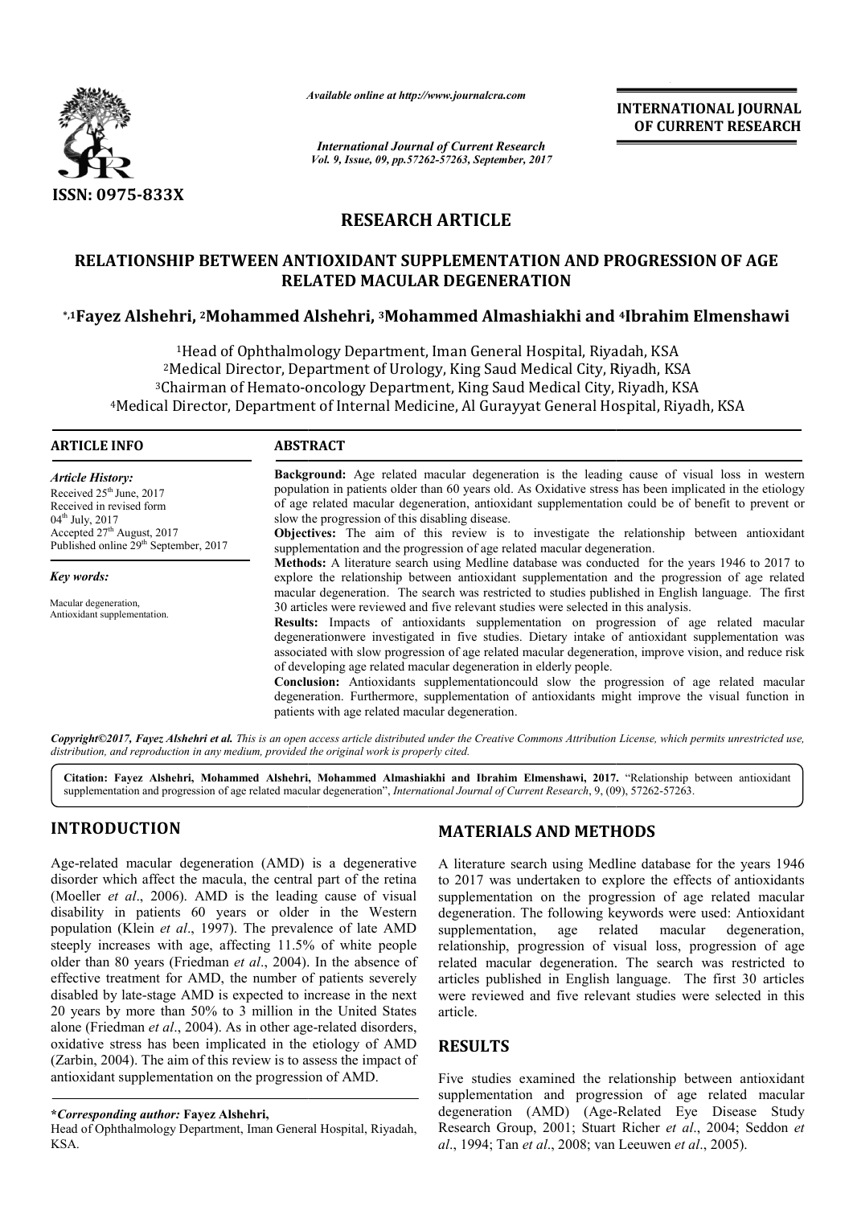ISSN: 0975-833X

*Available online at http://www.journalcra.com*

*International Journal of Current Research*
*Vol. 9, Issue, 09, pp.57262-57263, September, 2017*

**INTERNATIONAL JOURNAL OF CURRENT RESEARCH**

## RESEARCH ARTICLE

# RELATIONSHIP BETWEEN ANTIOXIDANT SUPPLEMENTATION AND PROGRESSION OF AGE RELATED MACULAR DEGENERATION

**\*,[1]Fayez Alshehri, [2]Mohammed Alshehri, [3]Mohammed Almashiakhi and [4]Ibrahim Elmenshawi**

[1]Head of Ophthalmology Department, Iman General Hospital, Riyadah, KSA
[2]Medical Director, Department of Urology, King Saud Medical City, Riyadh, KSA
[3]Chairman of Hemato-oncology Department, King Saud Medical City, Riyadh, KSA
[4]Medical Director, Department of Internal Medicine, Al Gurayyat General Hospital, Riyadh, KSA

### ARTICLE INFO

*Article History:*
Received 25th June, 2017
Received in revised form 04th July, 2017
Accepted 27th August, 2017
Published online 29th September, 2017

*Key words:*
Macular degeneration, Antioxidant supplementation.

### ABSTRACT

**Background:** Age related macular degeneration is the leading cause of visual loss in western population in patients older than 60 years old. As Oxidative stress has been implicated in the etiology of age related macular degeneration, antioxidant supplementation could be of benefit to prevent or slow the progression of this disabling disease.

**Objectives:** The aim of this review is to investigate the relationship between antioxidant supplementation and the progression of age related macular degeneration.

**Methods:** A literature search using Medline database was conducted for the years 1946 to 2017 to explore the relationship between antioxidant supplementation and the progression of age related macular degeneration. The search was restricted to studies published in English language. The first 30 articles were reviewed and five relevant studies were selected in this analysis.

**Results:** Impacts of antioxidants supplementation on progression of age related macular degenerationwere investigated in five studies. Dietary intake of antioxidant supplementation was associated with slow progression of age related macular degeneration, improve vision, and reduce risk of developing age related macular degeneration in elderly people.

**Conclusion:** Antioxidants supplementationcould slow the progression of age related macular degeneration. Furthermore, supplementation of antioxidants might improve the visual function in patients with age related macular degeneration.

***Copyright©2017, Fayez Alshehri et al.*** *This is an open access article distributed under the Creative Commons Attribution License, which permits unrestricted use, distribution, and reproduction in any medium, provided the original work is properly cited.*

**Citation: Fayez Alshehri, Mohammed Alshehri, Mohammed Almashiakhi and Ibrahim Elmenshawi, 2017.** "Relationship between antioxidant supplementation and progression of age related macular degeneration", *International Journal of Current Research*, 9, (09), 57262-57263.

## INTRODUCTION

Age-related macular degeneration (AMD) is a degenerative disorder which affect the macula, the central part of the retina (Moeller *et al*., 2006). AMD is the leading cause of visual disability in patients 60 years or older in the Western population (Klein *et al*., 1997). The prevalence of late AMD steeply increases with age, affecting 11.5% of white people older than 80 years (Friedman *et al*., 2004). In the absence of effective treatment for AMD, the number of patients severely disabled by late-stage AMD is expected to increase in the next 20 years by more than 50% to 3 million in the United States alone (Friedman *et al*., 2004). As in other age-related disorders, oxidative stress has been implicated in the etiology of AMD (Zarbin, 2004). The aim of this review is to assess the impact of antioxidant supplementation on the progression of AMD.

**\*Corresponding author: Fayez Alshehri,**
Head of Ophthalmology Department, Iman General Hospital, Riyadah, KSA.

## MATERIALS AND METHODS

A literature search using Medline database for the years 1946 to 2017 was undertaken to explore the effects of antioxidants supplementation on the progression of age related macular degeneration. The following keywords were used: Antioxidant supplementation, age related macular degeneration, relationship, progression of visual loss, progression of age related macular degeneration. The search was restricted to articles published in English language. The first 30 articles were reviewed and five relevant studies were selected in this article.

## RESULTS

Five studies examined the relationship between antioxidant supplementation and progression of age related macular degeneration (AMD) (Age-Related Eye Disease Study Research Group, 2001; Stuart Richer *et al*., 2004; Seddon *et al*., 1994; Tan *et al*., 2008; van Leeuwen *et al*., 2005).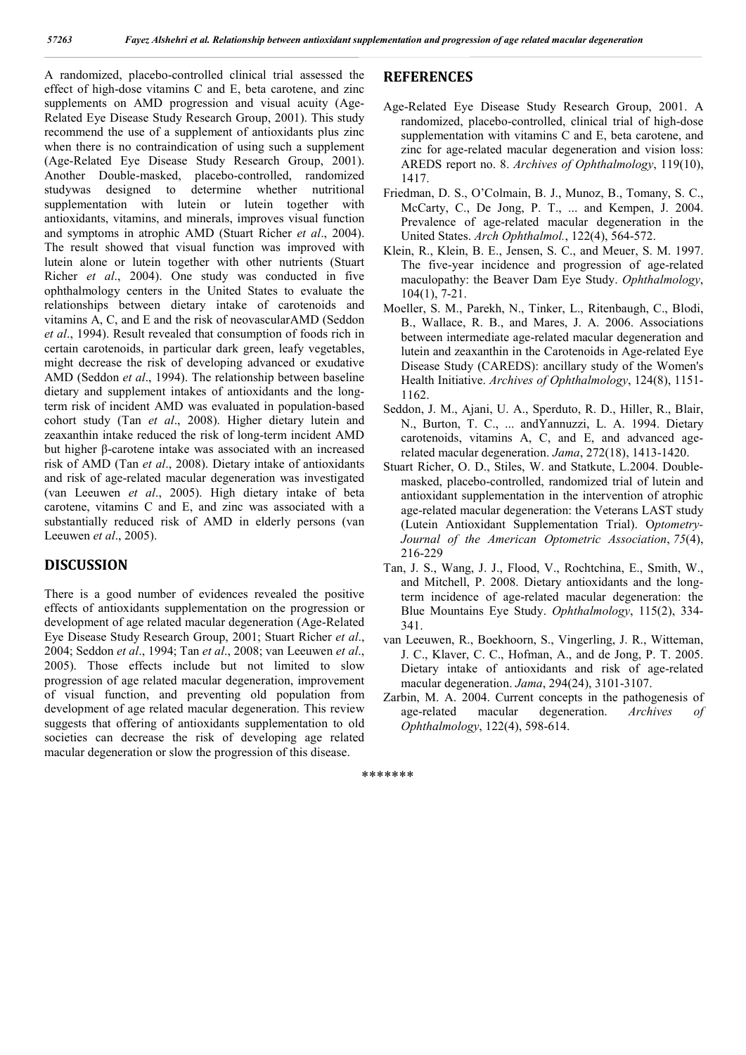A randomized, placebo-controlled clinical trial assessed the effect of high-dose vitamins C and E, beta carotene, and zinc supplements on AMD progression and visual acuity (Age-Related Eye Disease Study Research Group, 2001). This study recommend the use of a supplement of antioxidants plus zinc when there is no contraindication of using such a supplement (Age-Related Eye Disease Study Research Group, 2001). Another Double-masked, placebo-controlled, randomized studywas designed to determine whether nutritional supplementation with lutein or lutein together with antioxidants, vitamins, and minerals, improves visual function and symptoms in atrophic AMD (Stuart Richer *et al*., 2004). The result showed that visual function was improved with lutein alone or lutein together with other nutrients (Stuart Richer *et al*., 2004). One study was conducted in five ophthalmology centers in the United States to evaluate the relationships between dietary intake of carotenoids and vitamins A, C, and E and the risk of neovascularAMD (Seddon *et al*., 1994). Result revealed that consumption of foods rich in certain carotenoids, in particular dark green, leafy vegetables, might decrease the risk of developing advanced or exudative AMD (Seddon *et al*., 1994). The relationship between baseline dietary and supplement intakes of antioxidants and the long-term risk of incident AMD was evaluated in population-based cohort study (Tan *et al*., 2008). Higher dietary lutein and zeaxanthin intake reduced the risk of long-term incident AMD but higher β-carotene intake was associated with an increased risk of AMD (Tan *et al*., 2008). Dietary intake of antioxidants and risk of age-related macular degeneration was investigated (van Leeuwen *et al*., 2005). High dietary intake of beta carotene, vitamins C and E, and zinc was associated with a substantially reduced risk of AMD in elderly persons (van Leeuwen *et al*., 2005).

## DISCUSSION

There is a good number of evidences revealed the positive effects of antioxidants supplementation on the progression or development of age related macular degeneration (Age-Related Eye Disease Study Research Group, 2001; Stuart Richer *et al*., 2004; Seddon *et al*., 1994; Tan *et al*., 2008; van Leeuwen *et al*., 2005). Those effects include but not limited to slow progression of age related macular degeneration, improvement of visual function, and preventing old population from development of age related macular degeneration. This review suggests that offering of antioxidants supplementation to old societies can decrease the risk of developing age related macular degeneration or slow the progression of this disease.

## REFERENCES

Age-Related Eye Disease Study Research Group, 2001. A randomized, placebo-controlled, clinical trial of high-dose supplementation with vitamins C and E, beta carotene, and zinc for age-related macular degeneration and vision loss: AREDS report no. 8. *Archives of Ophthalmology*, 119(10), 1417.

Friedman, D. S., O'Colmain, B. J., Munoz, B., Tomany, S. C., McCarty, C., De Jong, P. T., ... and Kempen, J. 2004. Prevalence of age-related macular degeneration in the United States. *Arch Ophthalmol.*, 122(4), 564-572.

Klein, R., Klein, B. E., Jensen, S. C., and Meuer, S. M. 1997. The five-year incidence and progression of age-related maculopathy: the Beaver Dam Eye Study. *Ophthalmology*, 104(1), 7-21.

Moeller, S. M., Parekh, N., Tinker, L., Ritenbaugh, C., Blodi, B., Wallace, R. B., and Mares, J. A. 2006. Associations between intermediate age-related macular degeneration and lutein and zeaxanthin in the Carotenoids in Age-related Eye Disease Study (CAREDS): ancillary study of the Women's Health Initiative. *Archives of Ophthalmology*, 124(8), 1151-1162.

Seddon, J. M., Ajani, U. A., Sperduto, R. D., Hiller, R., Blair, N., Burton, T. C., ... andYannuzzi, L. A. 1994. Dietary carotenoids, vitamins A, C, and E, and advanced age-related macular degeneration. *Jama*, 272(18), 1413-1420.

Stuart Richer, O. D., Stiles, W. and Statkute, L.2004. Double-masked, placebo-controlled, randomized trial of lutein and antioxidant supplementation in the intervention of atrophic age-related macular degeneration: the Veterans LAST study (Lutein Antioxidant Supplementation Trial). O*ptometry-Journal of the American Optometric Association*, *75*(4), 216-229

Tan, J. S., Wang, J. J., Flood, V., Rochtchina, E., Smith, W., and Mitchell, P. 2008. Dietary antioxidants and the long-term incidence of age-related macular degeneration: the Blue Mountains Eye Study. *Ophthalmology*, 115(2), 334-341.

van Leeuwen, R., Boekhoorn, S., Vingerling, J. R., Witteman, J. C., Klaver, C. C., Hofman, A., and de Jong, P. T. 2005. Dietary intake of antioxidants and risk of age-related macular degeneration. *Jama*, 294(24), 3101-3107.

Zarbin, M. A. 2004. Current concepts in the pathogenesis of age-related macular degeneration. *Archives of Ophthalmology*, 122(4), 598-614.

\*\*\*\*\*\*\*